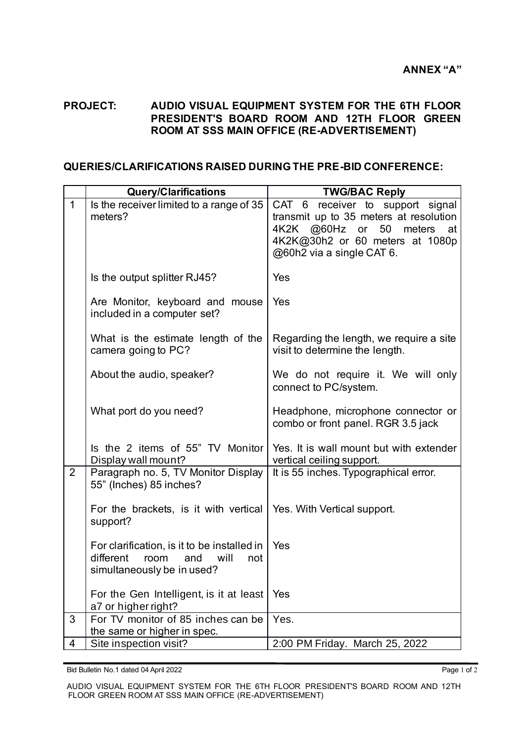**ANNEX "A"**

**PROJECT: AUDIO VISUAL EQUIPMENT SYSTEM FOR THE 6TH FLOOR PRESIDENT'S BOARD ROOM AND 12TH FLOOR GREEN ROOM AT SSS MAIN OFFICE (RE-ADVERTISEMENT)**

**QUERIES/CLARIFICATIONS RAISED DURING THE PRE-BID CONFERENCE:**

| | **Query/Clarifications** | **TWG/BAC Reply** |
|---|---|---|
| 1 | Is the receiver limited to a range of 35 meters? | CAT 6 receiver to support signal transmit up to 35 meters at resolution 4K2K @60Hz or 50 meters at 4K2K@30h2 or 60 meters at 1080p @60h2 via a single CAT 6. |
| | Is the output splitter RJ45? | Yes |
| | Are Monitor, keyboard and mouse included in a computer set? | Yes |
| | What is the estimate length of the camera going to PC? | Regarding the length, we require a site visit to determine the length. |
| | About the audio, speaker? | We do not require it. We will only connect to PC/system. |
| | What port do you need? | Headphone, microphone connector or combo or front panel. RGR 3.5 jack |
| | Is the 2 items of 55" TV Monitor Display wall mount? | Yes. It is wall mount but with extender vertical ceiling support. |
| 2 | Paragraph no. 5, TV Monitor Display 55" (Inches) 85 inches? | It is 55 inches. Typographical error. |
| | For the brackets, is it with vertical support? | Yes. With Vertical support. |
| | For clarification, is it to be installed in different room and will not simultaneously be in used? | Yes |
| | For the Gen Intelligent, is it at least a7 or higher right? | Yes |
| 3 | For TV monitor of 85 inches can be the same or higher in spec. | Yes. |
| 4 | Site inspection visit? | 2:00 PM Friday. March 25, 2022 |

Bid Bulletin No.1 dated 04 April 2022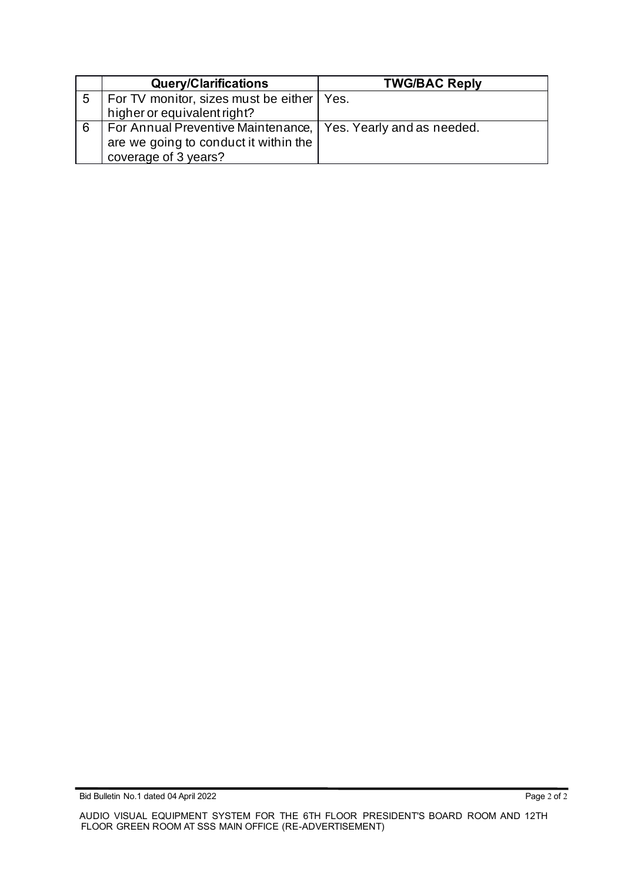| | Query/Clarifications | TWG/BAC Reply |
|---|---|---|
| 5 | For TV monitor, sizes must be either higher or equivalent right? | Yes. |
| 6 | For Annual Preventive Maintenance, are we going to conduct it within the coverage of 3 years? | Yes. Yearly and as needed. |